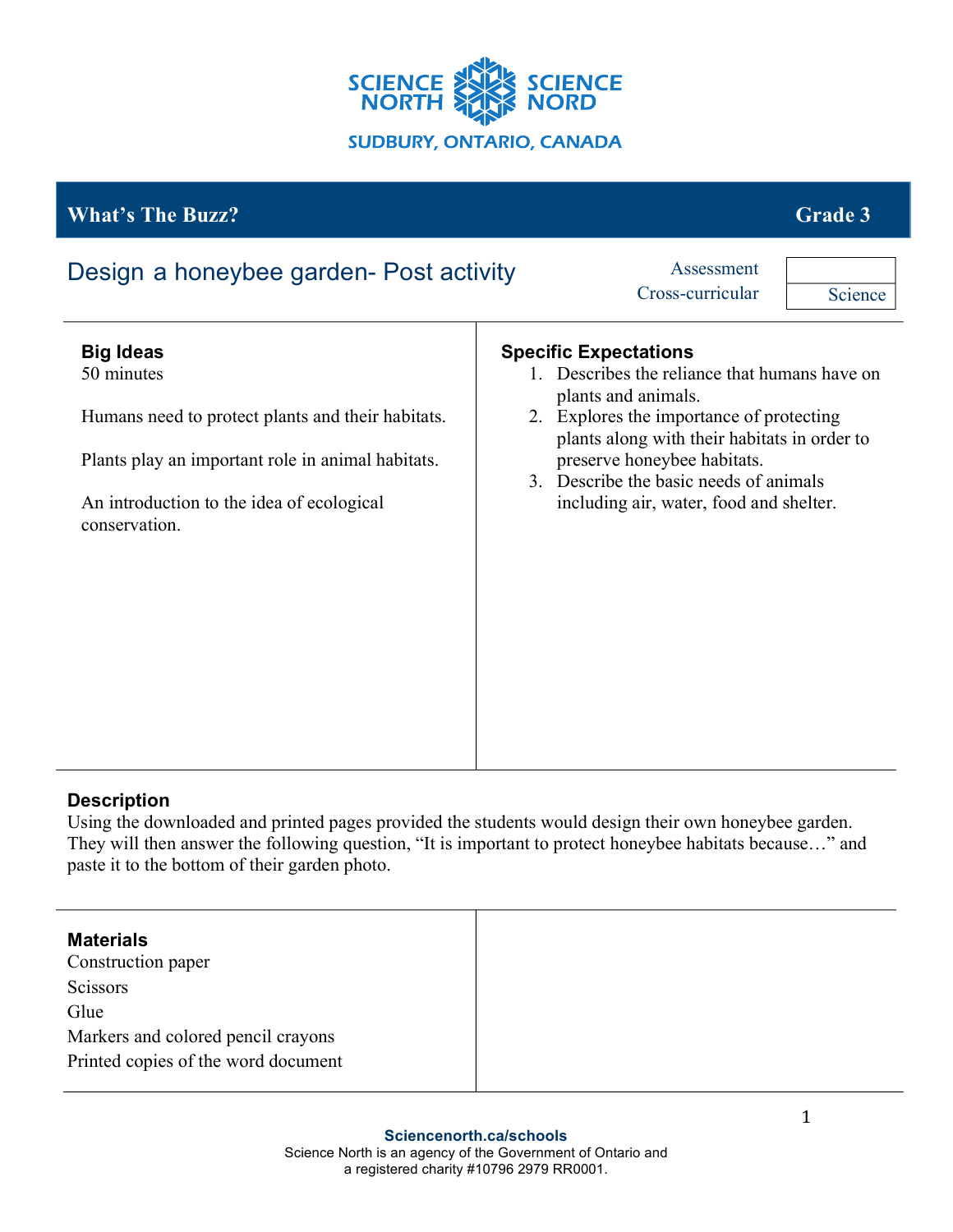SCIENCE NORTH SCIENCE NORD

SUDBURY, ONTARIO, CANADA

## What's The Buzz? Grade 3

### Design a honeybee garden- Post activity

| Assessment | |
|---|---|
| Cross-curricular | Science |

**Big Ideas**

50 minutes

Humans need to protect plants and their habitats.

Plants play an important role in animal habitats.

An introduction to the idea of ecological conservation.

**Specific Expectations**

1. Describes the reliance that humans have on plants and animals.
2. Explores the importance of protecting plants along with their habitats in order to preserve honeybee habitats.
3. Describe the basic needs of animals including air, water, food and shelter.

**Description**

Using the downloaded and printed pages provided the students would design their own honeybee garden. They will then answer the following question, "It is important to protect honeybee habitats because…" and paste it to the bottom of their garden photo.

**Materials**

Construction paper

Scissors

Glue

Markers and colored pencil crayons

Printed copies of the word document

**Sciencenorth.ca/schools**

Science North is an agency of the Government of Ontario and a registered charity #10796 2979 RR0001.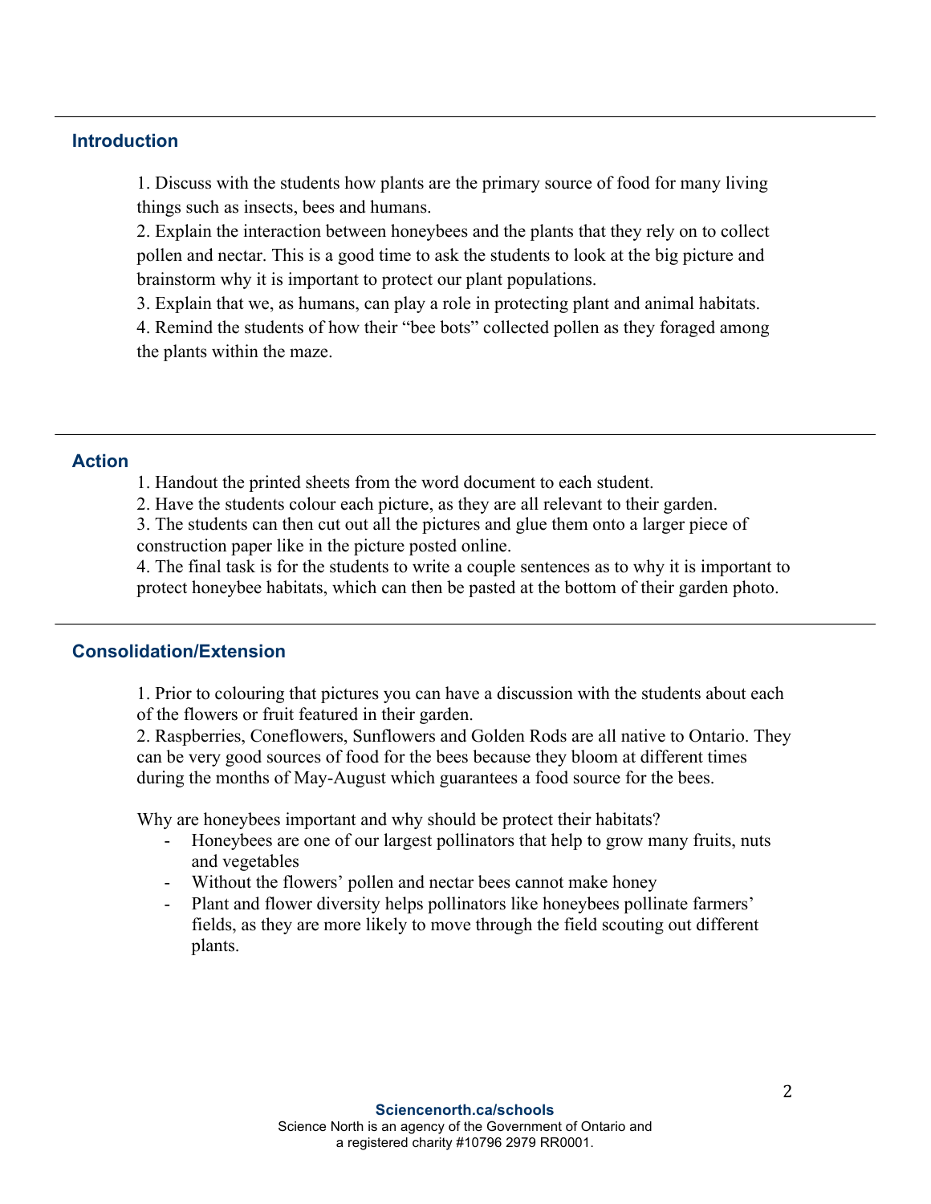## Introduction

1. Discuss with the students how plants are the primary source of food for many living things such as insects, bees and humans.
2. Explain the interaction between honeybees and the plants that they rely on to collect pollen and nectar. This is a good time to ask the students to look at the big picture and brainstorm why it is important to protect our plant populations.
3. Explain that we, as humans, can play a role in protecting plant and animal habitats.
4. Remind the students of how their "bee bots" collected pollen as they foraged among the plants within the maze.

## Action

1. Handout the printed sheets from the word document to each student.
2. Have the students colour each picture, as they are all relevant to their garden.
3. The students can then cut out all the pictures and glue them onto a larger piece of construction paper like in the picture posted online.
4. The final task is for the students to write a couple sentences as to why it is important to protect honeybee habitats, which can then be pasted at the bottom of their garden photo.

## Consolidation/Extension

1. Prior to colouring that pictures you can have a discussion with the students about each of the flowers or fruit featured in their garden.
2. Raspberries, Coneflowers, Sunflowers and Golden Rods are all native to Ontario. They can be very good sources of food for the bees because they bloom at different times during the months of May-August which guarantees a food source for the bees.

Why are honeybees important and why should be protect their habitats?

- Honeybees are one of our largest pollinators that help to grow many fruits, nuts and vegetables
- Without the flowers' pollen and nectar bees cannot make honey
- Plant and flower diversity helps pollinators like honeybees pollinate farmers' fields, as they are more likely to move through the field scouting out different plants.

**Sciencenorth.ca/schools**
Science North is an agency of the Government of Ontario and a registered charity #10796 2979 RR0001.